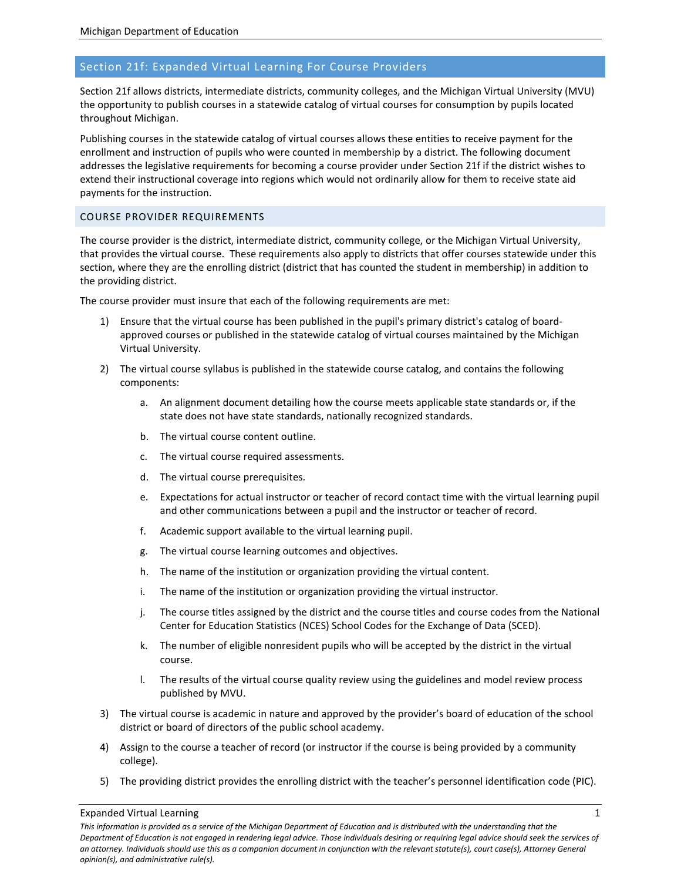## Section 21f: Expanded Virtual Learning For Course Providers

Section 21f allows districts, intermediate districts, community colleges, and the Michigan Virtual University (MVU) the opportunity to publish courses in a statewide catalog of virtual courses for consumption by pupils located throughout Michigan.

Publishing courses in the statewide catalog of virtual courses allows these entities to receive payment for the enrollment and instruction of pupils who were counted in membership by a district. The following document addresses the legislative requirements for becoming a course provider under Section 21f if the district wishes to extend their instructional coverage into regions which would not ordinarily allow for them to receive state aid payments for the instruction.

### COURSE PROVIDER REQUIREMENTS

The course provider is the district, intermediate district, community college, or the Michigan Virtual University, that provides the virtual course. These requirements also apply to districts that offer courses statewide under this section, where they are the enrolling district (district that has counted the student in membership) in addition to the providing district.

The course provider must insure that each of the following requirements are met:

1) Ensure that the virtual course has been published in the pupil's primary district's catalog of board-approved courses or published in the statewide catalog of virtual courses maintained by the Michigan Virtual University.
2) The virtual course syllabus is published in the statewide course catalog, and contains the following components:
   a. An alignment document detailing how the course meets applicable state standards or, if the state does not have state standards, nationally recognized standards.
   b. The virtual course content outline.
   c. The virtual course required assessments.
   d. The virtual course prerequisites.
   e. Expectations for actual instructor or teacher of record contact time with the virtual learning pupil and other communications between a pupil and the instructor or teacher of record.
   f. Academic support available to the virtual learning pupil.
   g. The virtual course learning outcomes and objectives.
   h. The name of the institution or organization providing the virtual content.
   i. The name of the institution or organization providing the virtual instructor.
   j. The course titles assigned by the district and the course titles and course codes from the National Center for Education Statistics (NCES) School Codes for the Exchange of Data (SCED).
   k. The number of eligible nonresident pupils who will be accepted by the district in the virtual course.
   l. The results of the virtual course quality review using the guidelines and model review process published by MVU.
3) The virtual course is academic in nature and approved by the provider's board of education of the school district or board of directors of the public school academy.
4) Assign to the course a teacher of record (or instructor if the course is being provided by a community college).
5) The providing district provides the enrolling district with the teacher's personnel identification code (PIC).

*This information is provided as a service of the Michigan Department of Education and is distributed with the understanding that the Department of Education is not engaged in rendering legal advice. Those individuals desiring or requiring legal advice should seek the services of an attorney. Individuals should use this as a companion document in conjunction with the relevant statute(s), court case(s), Attorney General opinion(s), and administrative rule(s).*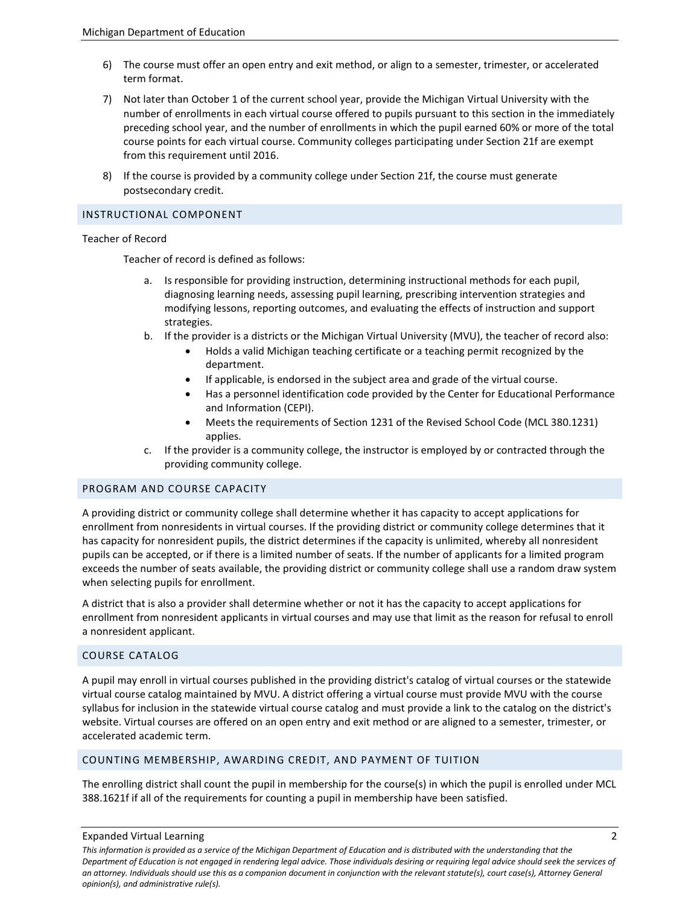6) The course must offer an open entry and exit method, or align to a semester, trimester, or accelerated term format.

7) Not later than October 1 of the current school year, provide the Michigan Virtual University with the number of enrollments in each virtual course offered to pupils pursuant to this section in the immediately preceding school year, and the number of enrollments in which the pupil earned 60% or more of the total course points for each virtual course. Community colleges participating under Section 21f are exempt from this requirement until 2016.

8) If the course is provided by a community college under Section 21f, the course must generate postsecondary credit.

## INSTRUCTIONAL COMPONENT

Teacher of Record

Teacher of record is defined as follows:

a. Is responsible for providing instruction, determining instructional methods for each pupil, diagnosing learning needs, assessing pupil learning, prescribing intervention strategies and modifying lessons, reporting outcomes, and evaluating the effects of instruction and support strategies.
b. If the provider is a districts or the Michigan Virtual University (MVU), the teacher of record also:
    - Holds a valid Michigan teaching certificate or a teaching permit recognized by the department.
    - If applicable, is endorsed in the subject area and grade of the virtual course.
    - Has a personnel identification code provided by the Center for Educational Performance and Information (CEPI).
    - Meets the requirements of Section 1231 of the Revised School Code (MCL 380.1231) applies.
c. If the provider is a community college, the instructor is employed by or contracted through the providing community college.

## PROGRAM AND COURSE CAPACITY

A providing district or community college shall determine whether it has capacity to accept applications for enrollment from nonresidents in virtual courses. If the providing district or community college determines that it has capacity for nonresident pupils, the district determines if the capacity is unlimited, whereby all nonresident pupils can be accepted, or if there is a limited number of seats. If the number of applicants for a limited program exceeds the number of seats available, the providing district or community college shall use a random draw system when selecting pupils for enrollment.

A district that is also a provider shall determine whether or not it has the capacity to accept applications for enrollment from nonresident applicants in virtual courses and may use that limit as the reason for refusal to enroll a nonresident applicant.

## COURSE CATALOG

A pupil may enroll in virtual courses published in the providing district's catalog of virtual courses or the statewide virtual course catalog maintained by MVU. A district offering a virtual course must provide MVU with the course syllabus for inclusion in the statewide virtual course catalog and must provide a link to the catalog on the district's website. Virtual courses are offered on an open entry and exit method or are aligned to a semester, trimester, or accelerated academic term.

## COUNTING MEMBERSHIP, AWARDING CREDIT, AND PAYMENT OF TUITION

The enrolling district shall count the pupil in membership for the course(s) in which the pupil is enrolled under MCL 388.1621f if all of the requirements for counting a pupil in membership have been satisfied.

*This information is provided as a service of the Michigan Department of Education and is distributed with the understanding that the Department of Education is not engaged in rendering legal advice. Those individuals desiring or requiring legal advice should seek the services of an attorney. Individuals should use this as a companion document in conjunction with the relevant statute(s), court case(s), Attorney General opinion(s), and administrative rule(s).*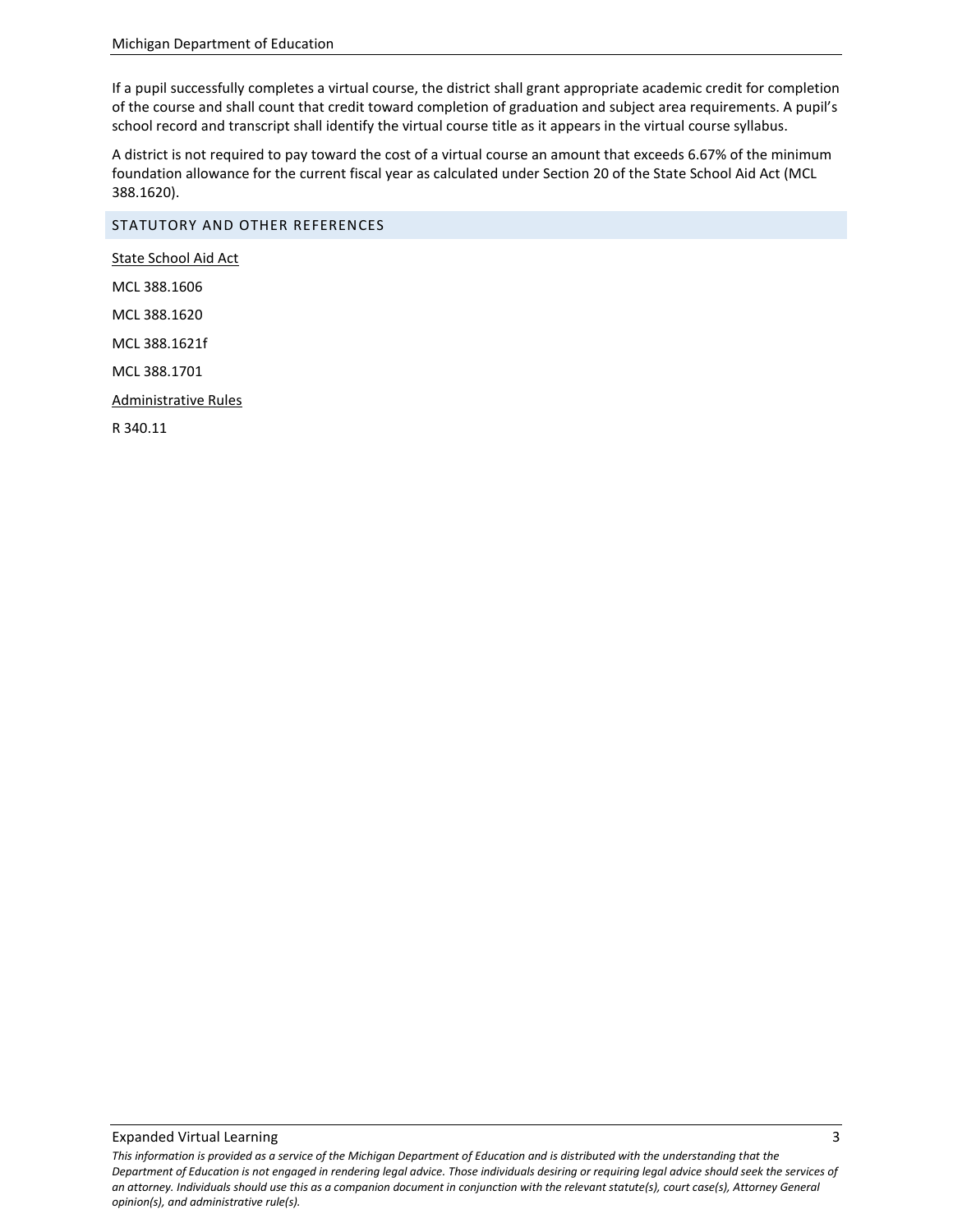If a pupil successfully completes a virtual course, the district shall grant appropriate academic credit for completion of the course and shall count that credit toward completion of graduation and subject area requirements. A pupil's school record and transcript shall identify the virtual course title as it appears in the virtual course syllabus.

A district is not required to pay toward the cost of a virtual course an amount that exceeds 6.67% of the minimum foundation allowance for the current fiscal year as calculated under Section 20 of the State School Aid Act (MCL 388.1620).

## STATUTORY AND OTHER REFERENCES

State School Aid Act

MCL 388.1606

MCL 388.1620

MCL 388.1621f

MCL 388.1701

Administrative Rules

R 340.11

*This information is provided as a service of the Michigan Department of Education and is distributed with the understanding that the Department of Education is not engaged in rendering legal advice. Those individuals desiring or requiring legal advice should seek the services of an attorney. Individuals should use this as a companion document in conjunction with the relevant statute(s), court case(s), Attorney General opinion(s), and administrative rule(s).*